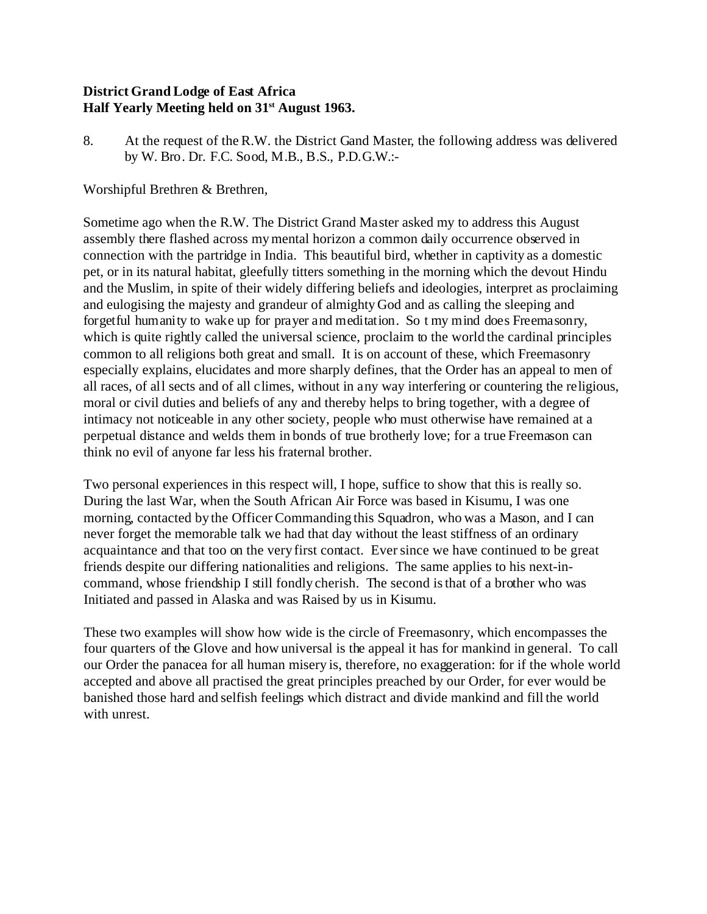**District Grand Lodge of East Africa**
**Half Yearly Meeting held on 31st August 1963.**

8. At the request of the R.W. the District Gand Master, the following address was delivered by W. Bro. Dr. F.C. Sood, M.B., B.S., P.D.G.W.:-

Worshipful Brethren & Brethren,

Sometime ago when the R.W. The District Grand Master asked my to address this August assembly there flashed across my mental horizon a common daily occurrence observed in connection with the partridge in India. This beautiful bird, whether in captivity as a domestic pet, or in its natural habitat, gleefully titters something in the morning which the devout Hindu and the Muslim, in spite of their widely differing beliefs and ideologies, interpret as proclaiming and eulogising the majesty and grandeur of almighty God and as calling the sleeping and forgetful humanity to wake up for prayer and meditation. So t my mind does Freemasonry, which is quite rightly called the universal science, proclaim to the world the cardinal principles common to all religions both great and small. It is on account of these, which Freemasonry especially explains, elucidates and more sharply defines, that the Order has an appeal to men of all races, of all sects and of all climes, without in any way interfering or countering the religious, moral or civil duties and beliefs of any and thereby helps to bring together, with a degree of intimacy not noticeable in any other society, people who must otherwise have remained at a perpetual distance and welds them in bonds of true brotherly love; for a true Freemason can think no evil of anyone far less his fraternal brother.

Two personal experiences in this respect will, I hope, suffice to show that this is really so. During the last War, when the South African Air Force was based in Kisumu, I was one morning, contacted by the Officer Commanding this Squadron, who was a Mason, and I can never forget the memorable talk we had that day without the least stiffness of an ordinary acquaintance and that too on the very first contact. Ever since we have continued to be great friends despite our differing nationalities and religions. The same applies to his next-in-command, whose friendship I still fondly cherish. The second is that of a brother who was Initiated and passed in Alaska and was Raised by us in Kisumu.

These two examples will show how wide is the circle of Freemasonry, which encompasses the four quarters of the Glove and how universal is the appeal it has for mankind in general. To call our Order the panacea for all human misery is, therefore, no exaggeration: for if the whole world accepted and above all practised the great principles preached by our Order, for ever would be banished those hard and selfish feelings which distract and divide mankind and fill the world with unrest.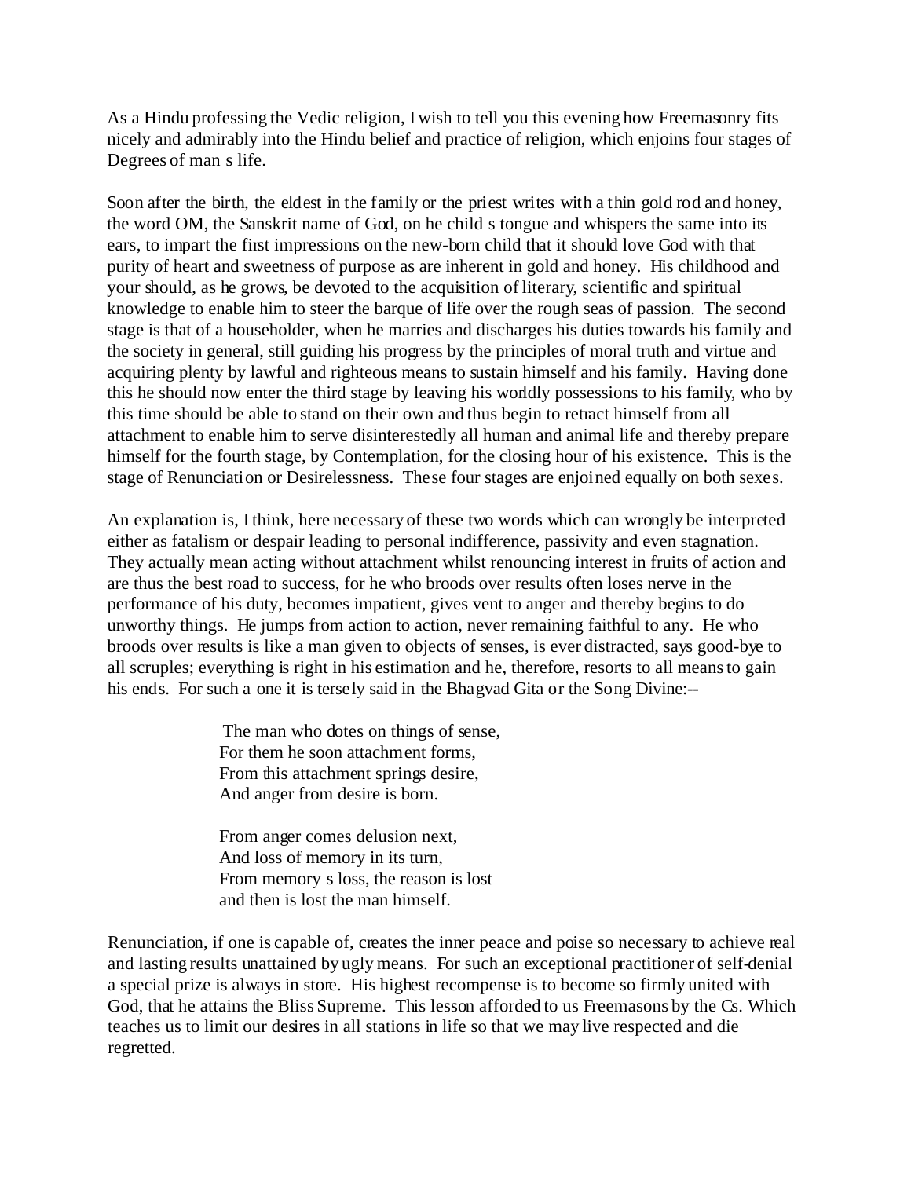As a Hindu professing the Vedic religion, I wish to tell you this evening how Freemasonry fits nicely and admirably into the Hindu belief and practice of religion, which enjoins four stages of Degrees of man s life.

Soon after the birth, the eldest in the family or the priest writes with a thin gold rod and honey, the word OM, the Sanskrit name of God, on he child s tongue and whispers the same into its ears, to impart the first impressions on the new-born child that it should love God with that purity of heart and sweetness of purpose as are inherent in gold and honey. His childhood and your should, as he grows, be devoted to the acquisition of literary, scientific and spiritual knowledge to enable him to steer the barque of life over the rough seas of passion. The second stage is that of a householder, when he marries and discharges his duties towards his family and the society in general, still guiding his progress by the principles of moral truth and virtue and acquiring plenty by lawful and righteous means to sustain himself and his family. Having done this he should now enter the third stage by leaving his worldly possessions to his family, who by this time should be able to stand on their own and thus begin to retract himself from all attachment to enable him to serve disinterestedly all human and animal life and thereby prepare himself for the fourth stage, by Contemplation, for the closing hour of his existence. This is the stage of Renunciation or Desirelessness. These four stages are enjoined equally on both sexes.

An explanation is, I think, here necessary of these two words which can wrongly be interpreted either as fatalism or despair leading to personal indifference, passivity and even stagnation. They actually mean acting without attachment whilst renouncing interest in fruits of action and are thus the best road to success, for he who broods over results often loses nerve in the performance of his duty, becomes impatient, gives vent to anger and thereby begins to do unworthy things. He jumps from action to action, never remaining faithful to any. He who broods over results is like a man given to objects of senses, is ever distracted, says good-bye to all scruples; everything is right in his estimation and he, therefore, resorts to all means to gain his ends. For such a one it is tersely said in the Bhagvad Gita or the Song Divine:--

> The man who dotes on things of sense,
> For them he soon attachment forms,
> From this attachment springs desire,
> And anger from desire is born.
>
> From anger comes delusion next,
> And loss of memory in its turn,
> From memory s loss, the reason is lost
> and then is lost the man himself.

Renunciation, if one is capable of, creates the inner peace and poise so necessary to achieve real and lasting results unattained by ugly means. For such an exceptional practitioner of self-denial a special prize is always in store. His highest recompense is to become so firmly united with God, that he attains the Bliss Supreme. This lesson afforded to us Freemasons by the Cs. Which teaches us to limit our desires in all stations in life so that we may live respected and die regretted.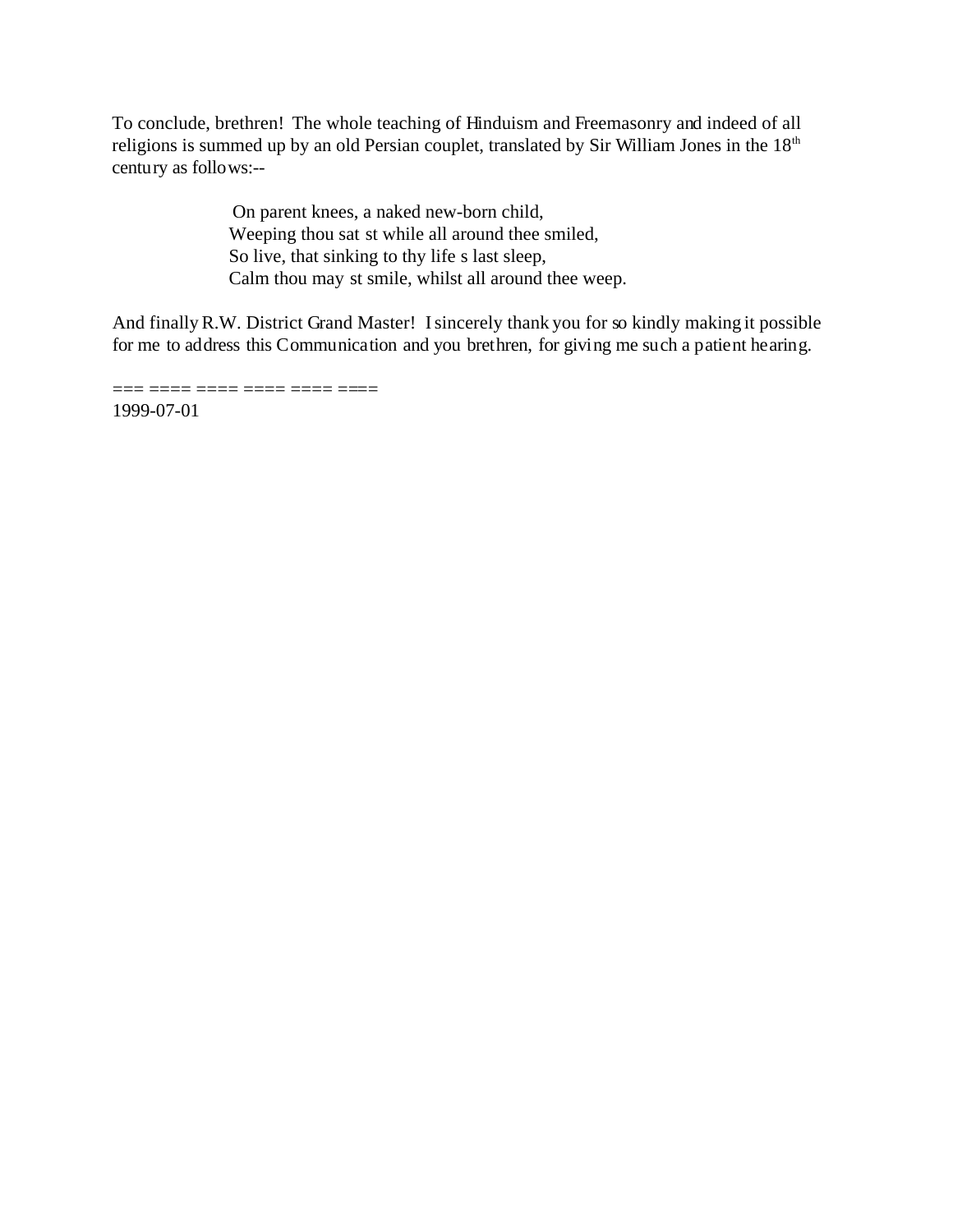To conclude, brethren! The whole teaching of Hinduism and Freemasonry and indeed of all religions is summed up by an old Persian couplet, translated by Sir William Jones in the 18th century as follows:--

> On parent knees, a naked new-born child,
> Weeping thou sat st while all around thee smiled,
> So live, that sinking to thy life s last sleep,
> Calm thou may st smile, whilst all around thee weep.

And finally R.W. District Grand Master! I sincerely thank you for so kindly making it possible for me to address this Communication and you brethren, for giving me such a patient hearing.

=== ==== ==== ==== ==== ====
1999-07-01